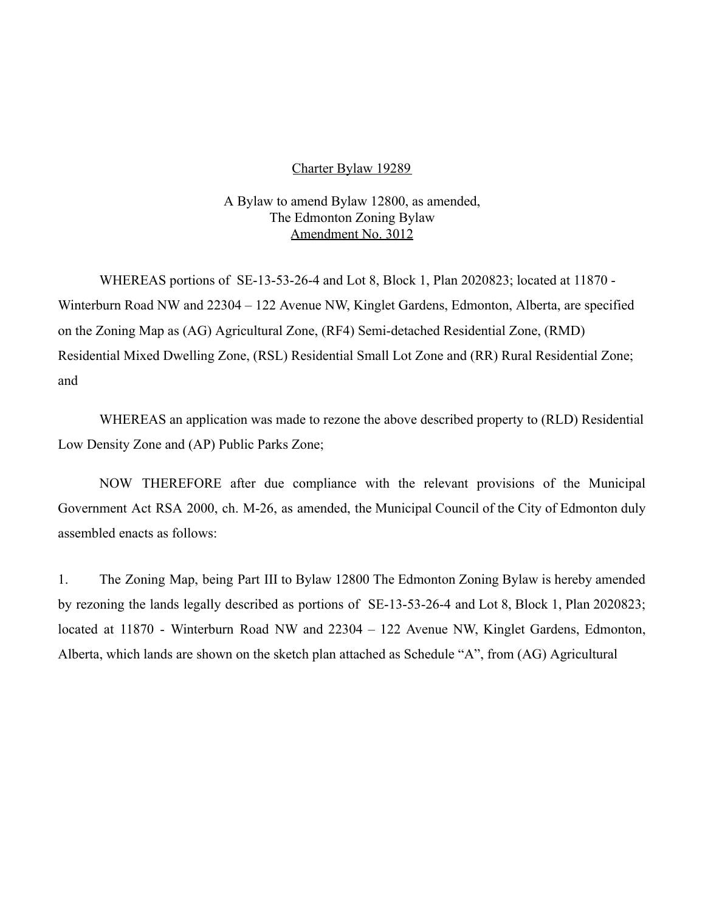Charter Bylaw 19289

A Bylaw to amend Bylaw 12800, as amended,
The Edmonton Zoning Bylaw
Amendment No. 3012

WHEREAS portions of SE-13-53-26-4 and Lot 8, Block 1, Plan 2020823; located at 11870 - Winterburn Road NW and 22304 – 122 Avenue NW, Kinglet Gardens, Edmonton, Alberta, are specified on the Zoning Map as (AG) Agricultural Zone, (RF4) Semi-detached Residential Zone, (RMD) Residential Mixed Dwelling Zone, (RSL) Residential Small Lot Zone and (RR) Rural Residential Zone; and

WHEREAS an application was made to rezone the above described property to (RLD) Residential Low Density Zone and (AP) Public Parks Zone;

NOW THEREFORE after due compliance with the relevant provisions of the Municipal Government Act RSA 2000, ch. M-26, as amended, the Municipal Council of the City of Edmonton duly assembled enacts as follows:

1. The Zoning Map, being Part III to Bylaw 12800 The Edmonton Zoning Bylaw is hereby amended by rezoning the lands legally described as portions of SE-13-53-26-4 and Lot 8, Block 1, Plan 2020823; located at 11870 - Winterburn Road NW and 22304 – 122 Avenue NW, Kinglet Gardens, Edmonton, Alberta, which lands are shown on the sketch plan attached as Schedule "A", from (AG) Agricultural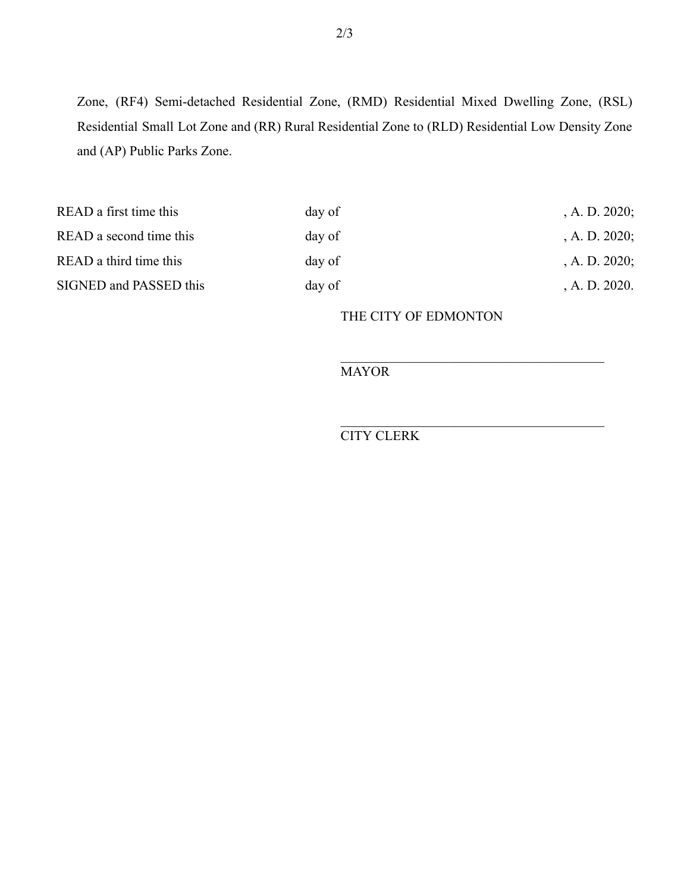Zone, (RF4) Semi-detached Residential Zone, (RMD) Residential Mixed Dwelling Zone, (RSL) Residential Small Lot Zone and (RR) Rural Residential Zone to (RLD) Residential Low Density Zone and (AP) Public Parks Zone.

| | | |
|---|---|---|
| READ a first time this | day of | , A. D. 2020; |
| READ a second time this | day of | , A. D. 2020; |
| READ a third time this | day of | , A. D. 2020; |
| SIGNED and PASSED this | day of | , A. D. 2020. |

THE CITY OF EDMONTON

\_\_\_\_\_\_\_\_\_\_\_\_\_\_\_\_\_\_\_\_\_\_\_\_\_\_\_\_\_\_\_\_\_\_\_\_\_\_\_\_

MAYOR

\_\_\_\_\_\_\_\_\_\_\_\_\_\_\_\_\_\_\_\_\_\_\_\_\_\_\_\_\_\_\_\_\_\_\_\_\_\_\_\_

CITY CLERK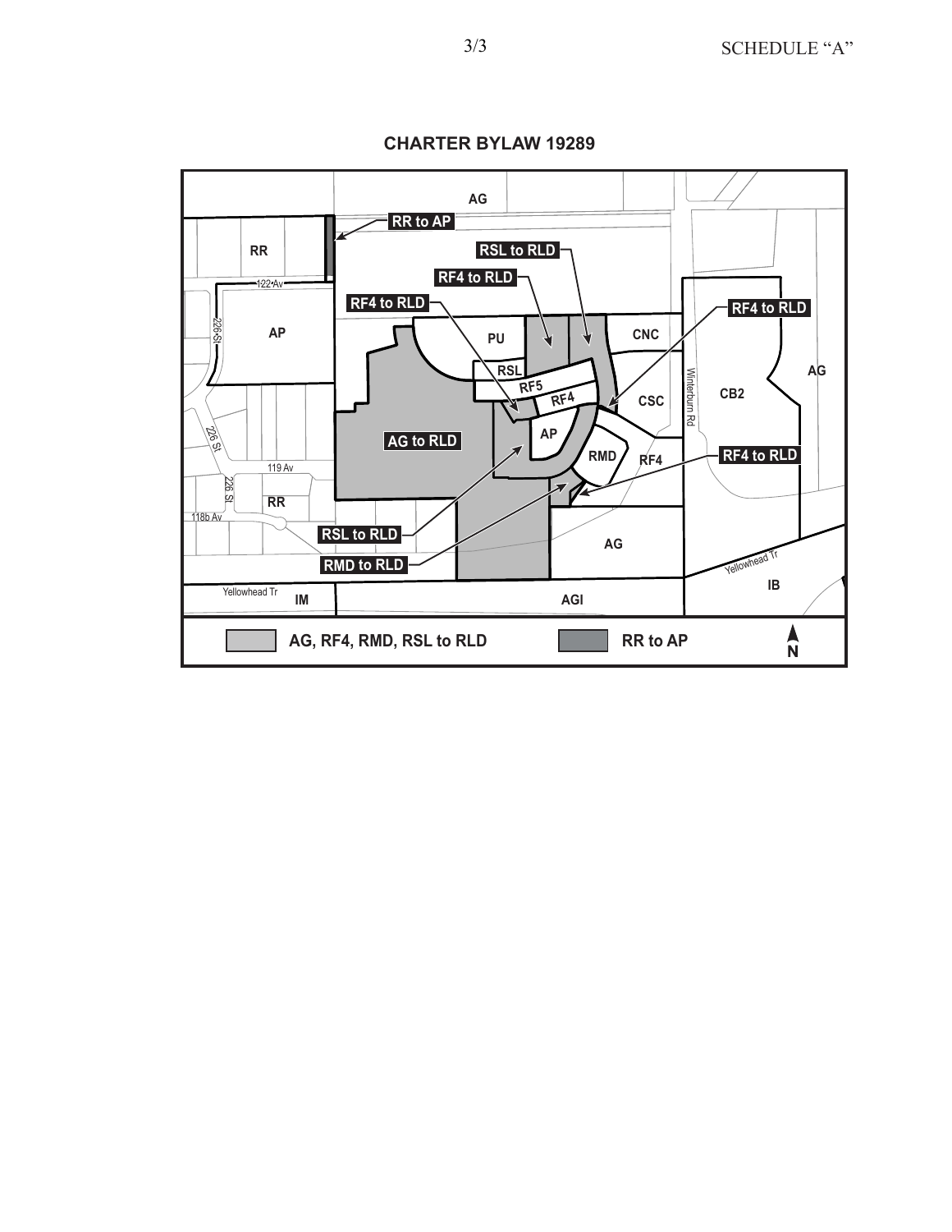SCHEDULE "A"

## CHARTER BYLAW 19289

AG

RR to AP

RR

RSL to RLD

RF4 to RLD

122 Av

RF4 to RLD

RF4 to RLD

226 St

AP

PU

CNC

AG

RSL

RF5

Winterburn Rd

CB2

RF4

CSC

226 St

AG to RLD

AP

RMD

RF4

RF4 to RLD

119 Av

226 St

RR

118b Av

RSL to RLD

AG

RMD to RLD

Yellowhead Tr

Yellowhead Tr

IB

IM

AGI

AG, RF4, RMD, RSL to RLD

RR to AP

N